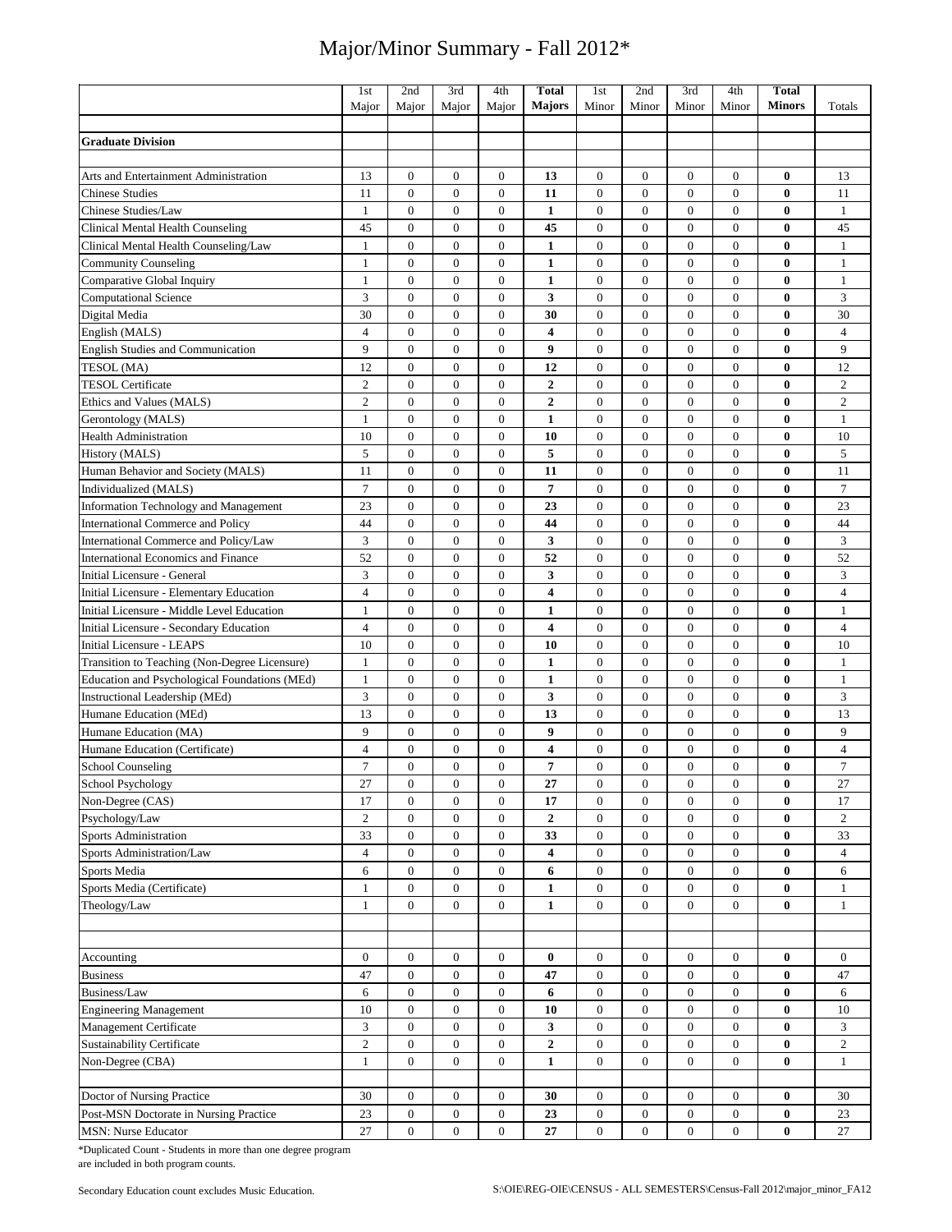# Major/Minor Summary - Fall 2012*

| | 1st Major | 2nd Major | 3rd Major | 4th Major | **Total Majors** | 1st Minor | 2nd Minor | 3rd Minor | 4th Minor | **Total Minors** | Totals |
|---|---|---|---|---|---|---|---|---|---|---|---|
| | | | | | | | | | | | |
| **Graduate Division** | | | | | | | | | | | |
| | | | | | | | | | | | |
| Arts and Entertainment Administration | 13 | 0 | 0 | 0 | **13** | 0 | 0 | 0 | 0 | **0** | 13 |
| Chinese Studies | 11 | 0 | 0 | 0 | **11** | 0 | 0 | 0 | 0 | **0** | 11 |
| Chinese Studies/Law | 1 | 0 | 0 | 0 | **1** | 0 | 0 | 0 | 0 | **0** | 1 |
| Clinical Mental Health Counseling | 45 | 0 | 0 | 0 | **45** | 0 | 0 | 0 | 0 | **0** | 45 |
| Clinical Mental Health Counseling/Law | 1 | 0 | 0 | 0 | **1** | 0 | 0 | 0 | 0 | **0** | 1 |
| Community Counseling | 1 | 0 | 0 | 0 | **1** | 0 | 0 | 0 | 0 | **0** | 1 |
| Comparative Global Inquiry | 1 | 0 | 0 | 0 | **1** | 0 | 0 | 0 | 0 | **0** | 1 |
| Computational Science | 3 | 0 | 0 | 0 | **3** | 0 | 0 | 0 | 0 | **0** | 3 |
| Digital Media | 30 | 0 | 0 | 0 | **30** | 0 | 0 | 0 | 0 | **0** | 30 |
| English (MALS) | 4 | 0 | 0 | 0 | **4** | 0 | 0 | 0 | 0 | **0** | 4 |
| English Studies and Communication | 9 | 0 | 0 | 0 | **9** | 0 | 0 | 0 | 0 | **0** | 9 |
| TESOL (MA) | 12 | 0 | 0 | 0 | **12** | 0 | 0 | 0 | 0 | **0** | 12 |
| TESOL Certificate | 2 | 0 | 0 | 0 | **2** | 0 | 0 | 0 | 0 | **0** | 2 |
| Ethics and Values (MALS) | 2 | 0 | 0 | 0 | **2** | 0 | 0 | 0 | 0 | **0** | 2 |
| Gerontology (MALS) | 1 | 0 | 0 | 0 | **1** | 0 | 0 | 0 | 0 | **0** | 1 |
| Health Administration | 10 | 0 | 0 | 0 | **10** | 0 | 0 | 0 | 0 | **0** | 10 |
| History (MALS) | 5 | 0 | 0 | 0 | **5** | 0 | 0 | 0 | 0 | **0** | 5 |
| Human Behavior and Society (MALS) | 11 | 0 | 0 | 0 | **11** | 0 | 0 | 0 | 0 | **0** | 11 |
| Individualized (MALS) | 7 | 0 | 0 | 0 | **7** | 0 | 0 | 0 | 0 | **0** | 7 |
| Information Technology and Management | 23 | 0 | 0 | 0 | **23** | 0 | 0 | 0 | 0 | **0** | 23 |
| International Commerce and Policy | 44 | 0 | 0 | 0 | **44** | 0 | 0 | 0 | 0 | **0** | 44 |
| International Commerce and Policy/Law | 3 | 0 | 0 | 0 | **3** | 0 | 0 | 0 | 0 | **0** | 3 |
| International Economics and Finance | 52 | 0 | 0 | 0 | **52** | 0 | 0 | 0 | 0 | **0** | 52 |
| Initial Licensure - General | 3 | 0 | 0 | 0 | **3** | 0 | 0 | 0 | 0 | **0** | 3 |
| Initial Licensure - Elementary Education | 4 | 0 | 0 | 0 | **4** | 0 | 0 | 0 | 0 | **0** | 4 |
| Initial Licensure - Middle Level Education | 1 | 0 | 0 | 0 | **1** | 0 | 0 | 0 | 0 | **0** | 1 |
| Initial Licensure - Secondary Education | 4 | 0 | 0 | 0 | **4** | 0 | 0 | 0 | 0 | **0** | 4 |
| Initial Licensure - LEAPS | 10 | 0 | 0 | 0 | **10** | 0 | 0 | 0 | 0 | **0** | 10 |
| Transition to Teaching (Non-Degree Licensure) | 1 | 0 | 0 | 0 | **1** | 0 | 0 | 0 | 0 | **0** | 1 |
| Education and Psychological Foundations (MEd) | 1 | 0 | 0 | 0 | **1** | 0 | 0 | 0 | 0 | **0** | 1 |
| Instructional Leadership (MEd) | 3 | 0 | 0 | 0 | **3** | 0 | 0 | 0 | 0 | **0** | 3 |
| Humane Education (MEd) | 13 | 0 | 0 | 0 | **13** | 0 | 0 | 0 | 0 | **0** | 13 |
| Humane Education (MA) | 9 | 0 | 0 | 0 | **9** | 0 | 0 | 0 | 0 | **0** | 9 |
| Humane Education (Certificate) | 4 | 0 | 0 | 0 | **4** | 0 | 0 | 0 | 0 | **0** | 4 |
| School Counseling | 7 | 0 | 0 | 0 | **7** | 0 | 0 | 0 | 0 | **0** | 7 |
| School Psychology | 27 | 0 | 0 | 0 | **27** | 0 | 0 | 0 | 0 | **0** | 27 |
| Non-Degree (CAS) | 17 | 0 | 0 | 0 | **17** | 0 | 0 | 0 | 0 | **0** | 17 |
| Psychology/Law | 2 | 0 | 0 | 0 | **2** | 0 | 0 | 0 | 0 | **0** | 2 |
| Sports Administration | 33 | 0 | 0 | 0 | **33** | 0 | 0 | 0 | 0 | **0** | 33 |
| Sports Administration/Law | 4 | 0 | 0 | 0 | **4** | 0 | 0 | 0 | 0 | **0** | 4 |
| Sports Media | 6 | 0 | 0 | 0 | **6** | 0 | 0 | 0 | 0 | **0** | 6 |
| Sports Media (Certificate) | 1 | 0 | 0 | 0 | **1** | 0 | 0 | 0 | 0 | **0** | 1 |
| Theology/Law | 1 | 0 | 0 | 0 | **1** | 0 | 0 | 0 | 0 | **0** | 1 |
| | | | | | | | | | | | |
| | | | | | | | | | | | |
| Accounting | 0 | 0 | 0 | 0 | **0** | 0 | 0 | 0 | 0 | **0** | 0 |
| Business | 47 | 0 | 0 | 0 | **47** | 0 | 0 | 0 | 0 | **0** | 47 |
| Business/Law | 6 | 0 | 0 | 0 | **6** | 0 | 0 | 0 | 0 | **0** | 6 |
| Engineering Management | 10 | 0 | 0 | 0 | **10** | 0 | 0 | 0 | 0 | **0** | 10 |
| Management Certificate | 3 | 0 | 0 | 0 | **3** | 0 | 0 | 0 | 0 | **0** | 3 |
| Sustainability Certificate | 2 | 0 | 0 | 0 | **2** | 0 | 0 | 0 | 0 | **0** | 2 |
| Non-Degree (CBA) | 1 | 0 | 0 | 0 | **1** | 0 | 0 | 0 | 0 | **0** | 1 |
| | | | | | | | | | | | |
| Doctor of Nursing Practice | 30 | 0 | 0 | 0 | **30** | 0 | 0 | 0 | 0 | **0** | 30 |
| Post-MSN Doctorate in Nursing Practice | 23 | 0 | 0 | 0 | **23** | 0 | 0 | 0 | 0 | **0** | 23 |
| MSN: Nurse Educator | 27 | 0 | 0 | 0 | **27** | 0 | 0 | 0 | 0 | **0** | 27 |

*Duplicated Count - Students in more than one degree program are included in both program counts.

Secondary Education count excludes Music Education.

S:\OIE\REG-OIE\CENSUS - ALL SEMESTERS\Census-Fall 2012\major_minor_FA12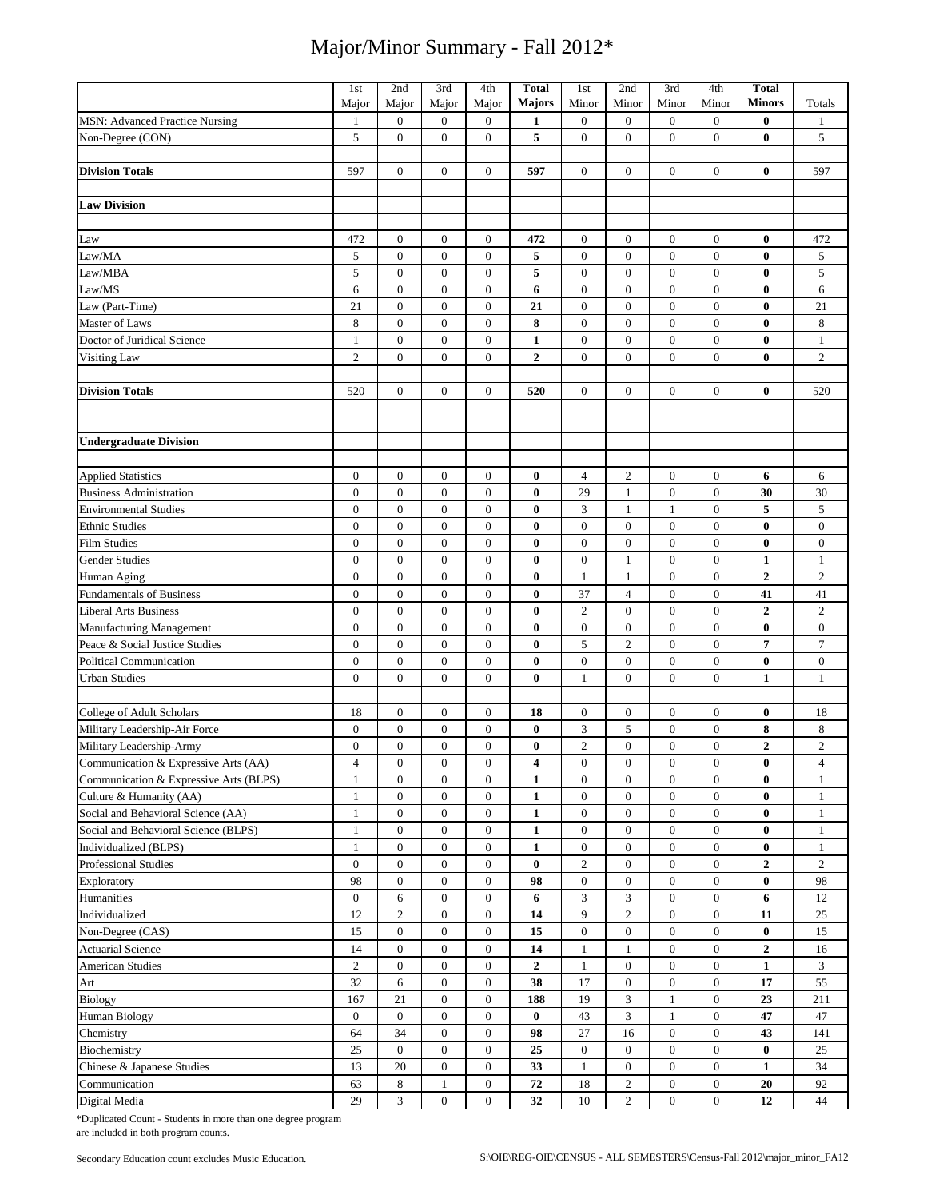# Major/Minor Summary - Fall 2012*

| | 1st Major | 2nd Major | 3rd Major | 4th Major | **Total Majors** | 1st Minor | 2nd Minor | 3rd Minor | 4th Minor | **Total Minors** | Totals |
|---|---|---|---|---|---|---|---|---|---|---|---|
| MSN: Advanced Practice Nursing | 1 | 0 | 0 | 0 | **1** | 0 | 0 | 0 | 0 | **0** | 1 |
| Non-Degree (CON) | 5 | 0 | 0 | 0 | **5** | 0 | 0 | 0 | 0 | **0** | 5 |
| | | | | | | | | | | | |
| **Division Totals** | 597 | 0 | 0 | 0 | **597** | 0 | 0 | 0 | 0 | **0** | 597 |
| | | | | | | | | | | | |
| **Law Division** | | | | | | | | | | | |
| | | | | | | | | | | | |
| Law | 472 | 0 | 0 | 0 | **472** | 0 | 0 | 0 | 0 | **0** | 472 |
| Law/MA | 5 | 0 | 0 | 0 | **5** | 0 | 0 | 0 | 0 | **0** | 5 |
| Law/MBA | 5 | 0 | 0 | 0 | **5** | 0 | 0 | 0 | 0 | **0** | 5 |
| Law/MS | 6 | 0 | 0 | 0 | **6** | 0 | 0 | 0 | 0 | **0** | 6 |
| Law (Part-Time) | 21 | 0 | 0 | 0 | **21** | 0 | 0 | 0 | 0 | **0** | 21 |
| Master of Laws | 8 | 0 | 0 | 0 | **8** | 0 | 0 | 0 | 0 | **0** | 8 |
| Doctor of Juridical Science | 1 | 0 | 0 | 0 | **1** | 0 | 0 | 0 | 0 | **0** | 1 |
| Visiting Law | 2 | 0 | 0 | 0 | **2** | 0 | 0 | 0 | 0 | **0** | 2 |
| | | | | | | | | | | | |
| **Division Totals** | 520 | 0 | 0 | 0 | **520** | 0 | 0 | 0 | 0 | **0** | 520 |
| | | | | | | | | | | | |
| | | | | | | | | | | | |
| **Undergraduate Division** | | | | | | | | | | | |
| | | | | | | | | | | | |
| Applied Statistics | 0 | 0 | 0 | 0 | **0** | 4 | 2 | 0 | 0 | **6** | 6 |
| Business Administration | 0 | 0 | 0 | 0 | **0** | 29 | 1 | 0 | 0 | **30** | 30 |
| Environmental Studies | 0 | 0 | 0 | 0 | **0** | 3 | 1 | 1 | 0 | **5** | 5 |
| Ethnic Studies | 0 | 0 | 0 | 0 | **0** | 0 | 0 | 0 | 0 | **0** | 0 |
| Film Studies | 0 | 0 | 0 | 0 | **0** | 0 | 0 | 0 | 0 | **0** | 0 |
| Gender Studies | 0 | 0 | 0 | 0 | **0** | 0 | 1 | 0 | 0 | **1** | 1 |
| Human Aging | 0 | 0 | 0 | 0 | **0** | 1 | 1 | 0 | 0 | **2** | 2 |
| Fundamentals of Business | 0 | 0 | 0 | 0 | **0** | 37 | 4 | 0 | 0 | **41** | 41 |
| Liberal Arts Business | 0 | 0 | 0 | 0 | **0** | 2 | 0 | 0 | 0 | **2** | 2 |
| Manufacturing Management | 0 | 0 | 0 | 0 | **0** | 0 | 0 | 0 | 0 | **0** | 0 |
| Peace & Social Justice Studies | 0 | 0 | 0 | 0 | **0** | 5 | 2 | 0 | 0 | **7** | 7 |
| Political Communication | 0 | 0 | 0 | 0 | **0** | 0 | 0 | 0 | 0 | **0** | 0 |
| Urban Studies | 0 | 0 | 0 | 0 | **0** | 1 | 0 | 0 | 0 | **1** | 1 |
| | | | | | | | | | | | |
| College of Adult Scholars | 18 | 0 | 0 | 0 | **18** | 0 | 0 | 0 | 0 | **0** | 18 |
| Military Leadership-Air Force | 0 | 0 | 0 | 0 | **0** | 3 | 5 | 0 | 0 | **8** | 8 |
| Military Leadership-Army | 0 | 0 | 0 | 0 | **0** | 2 | 0 | 0 | 0 | **2** | 2 |
| Communication & Expressive Arts (AA) | 4 | 0 | 0 | 0 | **4** | 0 | 0 | 0 | 0 | **0** | 4 |
| Communication & Expressive Arts (BLPS) | 1 | 0 | 0 | 0 | **1** | 0 | 0 | 0 | 0 | **0** | 1 |
| Culture & Humanity (AA) | 1 | 0 | 0 | 0 | **1** | 0 | 0 | 0 | 0 | **0** | 1 |
| Social and Behavioral Science (AA) | 1 | 0 | 0 | 0 | **1** | 0 | 0 | 0 | 0 | **0** | 1 |
| Social and Behavioral Science (BLPS) | 1 | 0 | 0 | 0 | **1** | 0 | 0 | 0 | 0 | **0** | 1 |
| Individualized (BLPS) | 1 | 0 | 0 | 0 | **1** | 0 | 0 | 0 | 0 | **0** | 1 |
| Professional Studies | 0 | 0 | 0 | 0 | **0** | 2 | 0 | 0 | 0 | **2** | 2 |
| Exploratory | 98 | 0 | 0 | 0 | **98** | 0 | 0 | 0 | 0 | **0** | 98 |
| Humanities | 0 | 6 | 0 | 0 | **6** | 3 | 3 | 0 | 0 | **6** | 12 |
| Individualized | 12 | 2 | 0 | 0 | **14** | 9 | 2 | 0 | 0 | **11** | 25 |
| Non-Degree (CAS) | 15 | 0 | 0 | 0 | **15** | 0 | 0 | 0 | 0 | **0** | 15 |
| Actuarial Science | 14 | 0 | 0 | 0 | **14** | 1 | 1 | 0 | 0 | **2** | 16 |
| American Studies | 2 | 0 | 0 | 0 | **2** | 1 | 0 | 0 | 0 | **1** | 3 |
| Art | 32 | 6 | 0 | 0 | **38** | 17 | 0 | 0 | 0 | **17** | 55 |
| Biology | 167 | 21 | 0 | 0 | **188** | 19 | 3 | 1 | 0 | **23** | 211 |
| Human Biology | 0 | 0 | 0 | 0 | **0** | 43 | 3 | 1 | 0 | **47** | 47 |
| Chemistry | 64 | 34 | 0 | 0 | **98** | 27 | 16 | 0 | 0 | **43** | 141 |
| Biochemistry | 25 | 0 | 0 | 0 | **25** | 0 | 0 | 0 | 0 | **0** | 25 |
| Chinese & Japanese Studies | 13 | 20 | 0 | 0 | **33** | 1 | 0 | 0 | 0 | **1** | 34 |
| Communication | 63 | 8 | 1 | 0 | **72** | 18 | 2 | 0 | 0 | **20** | 92 |
| Digital Media | 29 | 3 | 0 | 0 | **32** | 10 | 2 | 0 | 0 | **12** | 44 |

*Duplicated Count - Students in more than one degree program are included in both program counts.

Secondary Education count excludes Music Education.

S:\OIE\REG-OIE\CENSUS - ALL SEMESTERS\Census-Fall 2012\major_minor_FA12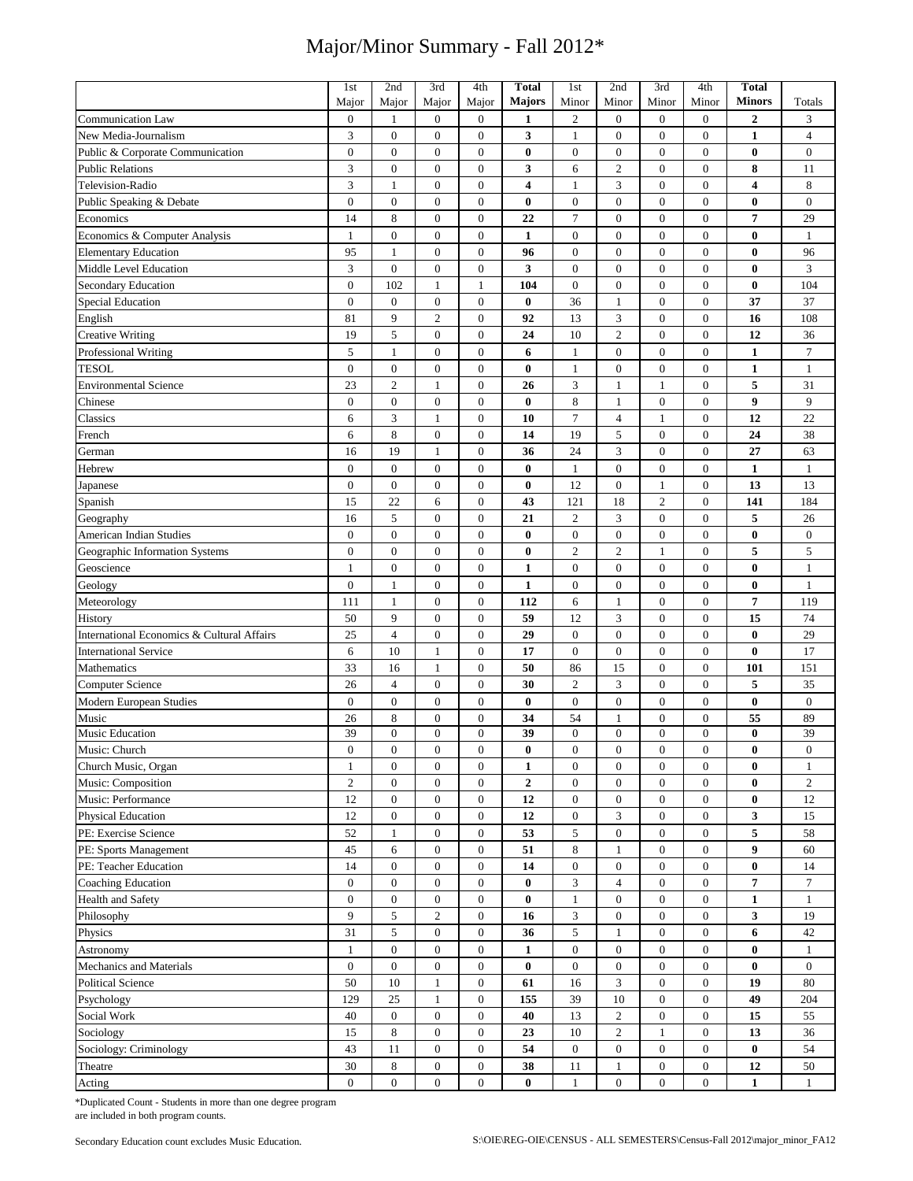# Major/Minor Summary - Fall 2012*

| | 1st Major | 2nd Major | 3rd Major | 4th Major | **Total Majors** | 1st Minor | 2nd Minor | 3rd Minor | 4th Minor | **Total Minors** | Totals |
|---|---|---|---|---|---|---|---|---|---|---|---|
| Communication Law | 0 | 1 | 0 | 0 | **1** | 2 | 0 | 0 | 0 | **2** | 3 |
| New Media-Journalism | 3 | 0 | 0 | 0 | **3** | 1 | 0 | 0 | 0 | **1** | 4 |
| Public & Corporate Communication | 0 | 0 | 0 | 0 | **0** | 0 | 0 | 0 | 0 | **0** | 0 |
| Public Relations | 3 | 0 | 0 | 0 | **3** | 6 | 2 | 0 | 0 | **8** | 11 |
| Television-Radio | 3 | 1 | 0 | 0 | **4** | 1 | 3 | 0 | 0 | **4** | 8 |
| Public Speaking & Debate | 0 | 0 | 0 | 0 | **0** | 0 | 0 | 0 | 0 | **0** | 0 |
| Economics | 14 | 8 | 0 | 0 | **22** | 7 | 0 | 0 | 0 | **7** | 29 |
| Economics & Computer Analysis | 1 | 0 | 0 | 0 | **1** | 0 | 0 | 0 | 0 | **0** | 1 |
| Elementary Education | 95 | 1 | 0 | 0 | **96** | 0 | 0 | 0 | 0 | **0** | 96 |
| Middle Level Education | 3 | 0 | 0 | 0 | **3** | 0 | 0 | 0 | 0 | **0** | 3 |
| Secondary Education | 0 | 102 | 1 | 1 | **104** | 0 | 0 | 0 | 0 | **0** | 104 |
| Special Education | 0 | 0 | 0 | 0 | **0** | 36 | 1 | 0 | 0 | **37** | 37 |
| English | 81 | 9 | 2 | 0 | **92** | 13 | 3 | 0 | 0 | **16** | 108 |
| Creative Writing | 19 | 5 | 0 | 0 | **24** | 10 | 2 | 0 | 0 | **12** | 36 |
| Professional Writing | 5 | 1 | 0 | 0 | **6** | 1 | 0 | 0 | 0 | **1** | 7 |
| TESOL | 0 | 0 | 0 | 0 | **0** | 1 | 0 | 0 | 0 | **1** | 1 |
| Environmental Science | 23 | 2 | 1 | 0 | **26** | 3 | 1 | 1 | 0 | **5** | 31 |
| Chinese | 0 | 0 | 0 | 0 | **0** | 8 | 1 | 0 | 0 | **9** | 9 |
| Classics | 6 | 3 | 1 | 0 | **10** | 7 | 4 | 1 | 0 | **12** | 22 |
| French | 6 | 8 | 0 | 0 | **14** | 19 | 5 | 0 | 0 | **24** | 38 |
| German | 16 | 19 | 1 | 0 | **36** | 24 | 3 | 0 | 0 | **27** | 63 |
| Hebrew | 0 | 0 | 0 | 0 | **0** | 1 | 0 | 0 | 0 | **1** | 1 |
| Japanese | 0 | 0 | 0 | 0 | **0** | 12 | 0 | 1 | 0 | **13** | 13 |
| Spanish | 15 | 22 | 6 | 0 | **43** | 121 | 18 | 2 | 0 | **141** | 184 |
| Geography | 16 | 5 | 0 | 0 | **21** | 2 | 3 | 0 | 0 | **5** | 26 |
| American Indian Studies | 0 | 0 | 0 | 0 | **0** | 0 | 0 | 0 | 0 | **0** | 0 |
| Geographic Information Systems | 0 | 0 | 0 | 0 | **0** | 2 | 2 | 1 | 0 | **5** | 5 |
| Geoscience | 1 | 0 | 0 | 0 | **1** | 0 | 0 | 0 | 0 | **0** | 1 |
| Geology | 0 | 1 | 0 | 0 | **1** | 0 | 0 | 0 | 0 | **0** | 1 |
| Meteorology | 111 | 1 | 0 | 0 | **112** | 6 | 1 | 0 | 0 | **7** | 119 |
| History | 50 | 9 | 0 | 0 | **59** | 12 | 3 | 0 | 0 | **15** | 74 |
| International Economics & Cultural Affairs | 25 | 4 | 0 | 0 | **29** | 0 | 0 | 0 | 0 | **0** | 29 |
| International Service | 6 | 10 | 1 | 0 | **17** | 0 | 0 | 0 | 0 | **0** | 17 |
| Mathematics | 33 | 16 | 1 | 0 | **50** | 86 | 15 | 0 | 0 | **101** | 151 |
| Computer Science | 26 | 4 | 0 | 0 | **30** | 2 | 3 | 0 | 0 | **5** | 35 |
| Modern European Studies | 0 | 0 | 0 | 0 | **0** | 0 | 0 | 0 | 0 | **0** | 0 |
| Music | 26 | 8 | 0 | 0 | **34** | 54 | 1 | 0 | 0 | **55** | 89 |
| Music Education | 39 | 0 | 0 | 0 | **39** | 0 | 0 | 0 | 0 | **0** | 39 |
| Music: Church | 0 | 0 | 0 | 0 | **0** | 0 | 0 | 0 | 0 | **0** | 0 |
| Church Music, Organ | 1 | 0 | 0 | 0 | **1** | 0 | 0 | 0 | 0 | **0** | 1 |
| Music: Composition | 2 | 0 | 0 | 0 | **2** | 0 | 0 | 0 | 0 | **0** | 2 |
| Music: Performance | 12 | 0 | 0 | 0 | **12** | 0 | 0 | 0 | 0 | **0** | 12 |
| Physical Education | 12 | 0 | 0 | 0 | **12** | 0 | 3 | 0 | 0 | **3** | 15 |
| PE: Exercise Science | 52 | 1 | 0 | 0 | **53** | 5 | 0 | 0 | 0 | **5** | 58 |
| PE: Sports Management | 45 | 6 | 0 | 0 | **51** | 8 | 1 | 0 | 0 | **9** | 60 |
| PE: Teacher Education | 14 | 0 | 0 | 0 | **14** | 0 | 0 | 0 | 0 | **0** | 14 |
| Coaching Education | 0 | 0 | 0 | 0 | **0** | 3 | 4 | 0 | 0 | **7** | 7 |
| Health and Safety | 0 | 0 | 0 | 0 | **0** | 1 | 0 | 0 | 0 | **1** | 1 |
| Philosophy | 9 | 5 | 2 | 0 | **16** | 3 | 0 | 0 | 0 | **3** | 19 |
| Physics | 31 | 5 | 0 | 0 | **36** | 5 | 1 | 0 | 0 | **6** | 42 |
| Astronomy | 1 | 0 | 0 | 0 | **1** | 0 | 0 | 0 | 0 | **0** | 1 |
| Mechanics and Materials | 0 | 0 | 0 | 0 | **0** | 0 | 0 | 0 | 0 | **0** | 0 |
| Political Science | 50 | 10 | 1 | 0 | **61** | 16 | 3 | 0 | 0 | **19** | 80 |
| Psychology | 129 | 25 | 1 | 0 | **155** | 39 | 10 | 0 | 0 | **49** | 204 |
| Social Work | 40 | 0 | 0 | 0 | **40** | 13 | 2 | 0 | 0 | **15** | 55 |
| Sociology | 15 | 8 | 0 | 0 | **23** | 10 | 2 | 1 | 0 | **13** | 36 |
| Sociology: Criminology | 43 | 11 | 0 | 0 | **54** | 0 | 0 | 0 | 0 | **0** | 54 |
| Theatre | 30 | 8 | 0 | 0 | **38** | 11 | 1 | 0 | 0 | **12** | 50 |
| Acting | 0 | 0 | 0 | 0 | **0** | 1 | 0 | 0 | 0 | **1** | 1 |

*Duplicated Count - Students in more than one degree program are included in both program counts.

Secondary Education count excludes Music Education.

S:\OIE\REG-OIE\CENSUS - ALL SEMESTERS\Census-Fall 2012\major_minor_FA12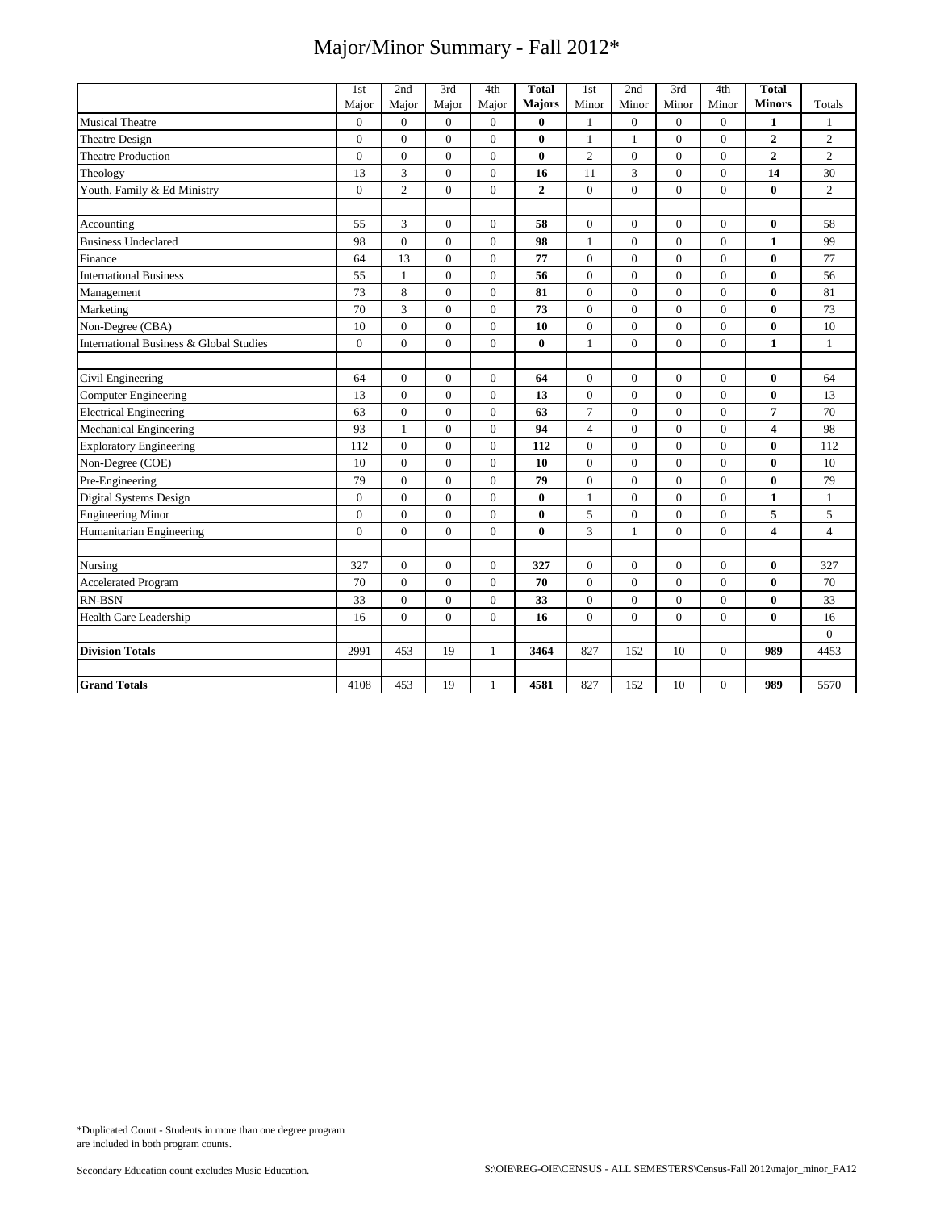# Major/Minor Summary - Fall 2012*

| | 1st Major | 2nd Major | 3rd Major | 4th Major | **Total Majors** | 1st Minor | 2nd Minor | 3rd Minor | 4th Minor | **Total Minors** | Totals |
|---|---|---|---|---|---|---|---|---|---|---|---|
| Musical Theatre | 0 | 0 | 0 | 0 | **0** | 1 | 0 | 0 | 0 | **1** | 1 |
| Theatre Design | 0 | 0 | 0 | 0 | **0** | 1 | 1 | 0 | 0 | **2** | 2 |
| Theatre Production | 0 | 0 | 0 | 0 | **0** | 2 | 0 | 0 | 0 | **2** | 2 |
| Theology | 13 | 3 | 0 | 0 | **16** | 11 | 3 | 0 | 0 | **14** | 30 |
| Youth, Family & Ed Ministry | 0 | 2 | 0 | 0 | **2** | 0 | 0 | 0 | 0 | **0** | 2 |
| | | | | | | | | | | | |
| Accounting | 55 | 3 | 0 | 0 | **58** | 0 | 0 | 0 | 0 | **0** | 58 |
| Business Undeclared | 98 | 0 | 0 | 0 | **98** | 1 | 0 | 0 | 0 | **1** | 99 |
| Finance | 64 | 13 | 0 | 0 | **77** | 0 | 0 | 0 | 0 | **0** | 77 |
| International Business | 55 | 1 | 0 | 0 | **56** | 0 | 0 | 0 | 0 | **0** | 56 |
| Management | 73 | 8 | 0 | 0 | **81** | 0 | 0 | 0 | 0 | **0** | 81 |
| Marketing | 70 | 3 | 0 | 0 | **73** | 0 | 0 | 0 | 0 | **0** | 73 |
| Non-Degree (CBA) | 10 | 0 | 0 | 0 | **10** | 0 | 0 | 0 | 0 | **0** | 10 |
| International Business & Global Studies | 0 | 0 | 0 | 0 | **0** | 1 | 0 | 0 | 0 | **1** | 1 |
| | | | | | | | | | | | |
| Civil Engineering | 64 | 0 | 0 | 0 | **64** | 0 | 0 | 0 | 0 | **0** | 64 |
| Computer Engineering | 13 | 0 | 0 | 0 | **13** | 0 | 0 | 0 | 0 | **0** | 13 |
| Electrical Engineering | 63 | 0 | 0 | 0 | **63** | 7 | 0 | 0 | 0 | **7** | 70 |
| Mechanical Engineering | 93 | 1 | 0 | 0 | **94** | 4 | 0 | 0 | 0 | **4** | 98 |
| Exploratory Engineering | 112 | 0 | 0 | 0 | **112** | 0 | 0 | 0 | 0 | **0** | 112 |
| Non-Degree (COE) | 10 | 0 | 0 | 0 | **10** | 0 | 0 | 0 | 0 | **0** | 10 |
| Pre-Engineering | 79 | 0 | 0 | 0 | **79** | 0 | 0 | 0 | 0 | **0** | 79 |
| Digital Systems Design | 0 | 0 | 0 | 0 | **0** | 1 | 0 | 0 | 0 | **1** | 1 |
| Engineering Minor | 0 | 0 | 0 | 0 | **0** | 5 | 0 | 0 | 0 | **5** | 5 |
| Humanitarian Engineering | 0 | 0 | 0 | 0 | **0** | 3 | 1 | 0 | 0 | **4** | 4 |
| | | | | | | | | | | | |
| Nursing | 327 | 0 | 0 | 0 | **327** | 0 | 0 | 0 | 0 | **0** | 327 |
| Accelerated Program | 70 | 0 | 0 | 0 | **70** | 0 | 0 | 0 | 0 | **0** | 70 |
| RN-BSN | 33 | 0 | 0 | 0 | **33** | 0 | 0 | 0 | 0 | **0** | 33 |
| Health Care Leadership | 16 | 0 | 0 | 0 | **16** | 0 | 0 | 0 | 0 | **0** | 16 |
| | | | | | | | | | | | 0 |
| **Division Totals** | 2991 | 453 | 19 | 1 | **3464** | 827 | 152 | 10 | 0 | **989** | 4453 |
| | | | | | | | | | | | |
| **Grand Totals** | 4108 | 453 | 19 | 1 | **4581** | 827 | 152 | 10 | 0 | **989** | 5570 |

*Duplicated Count - Students in more than one degree program are included in both program counts.

Secondary Education count excludes Music Education.

S:\OIE\REG-OIE\CENSUS - ALL SEMESTERS\Census-Fall 2012\major_minor_FA12